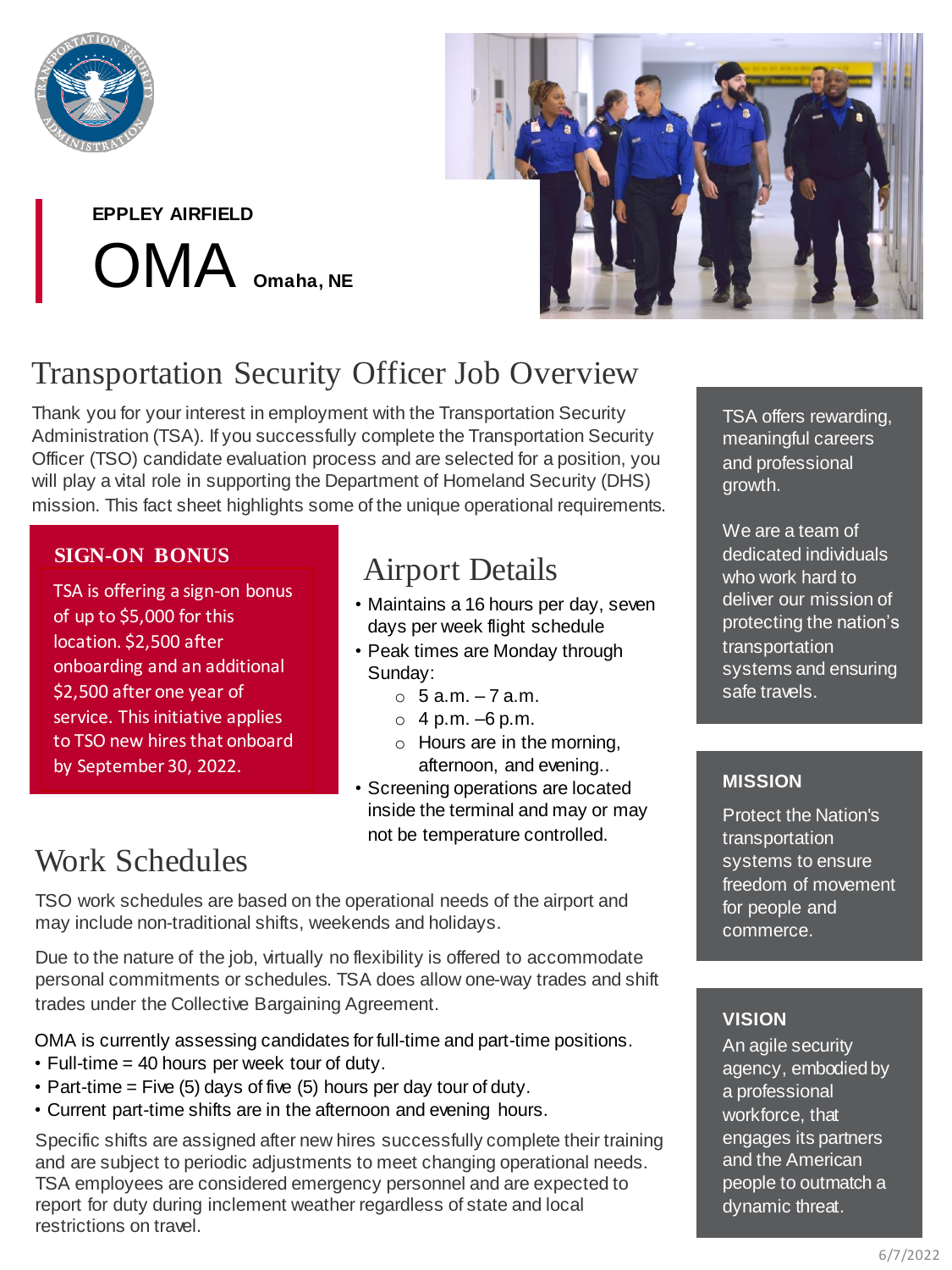EPPLEY AIRFIELD

# OMA Omaha, NE

## Transportation Security Officer Job Overview

Thank you for your interest in employment with the Transportation Security Administration (TSA). If you successfully complete the Transportation Security Officer (TSO) candidate evaluation process and are selected for a position, you will play a vital role in supporting the Department of Homeland Security (DHS) mission. This fact sheet highlights some of the unique operational requirements.

### SIGN-ON BONUS

TSA is offering a sign-on bonus of up to $5,000 for this location. $2,500 after onboarding and an additional $2,500 after one year of service. This initiative applies to TSO new hires that onboard by September 30, 2022.

## Airport Details

- Maintains a 16 hours per day, seven days per week flight schedule
- Peak times are Monday through Sunday:
  - 5 a.m. – 7 a.m.
  - 4 p.m. –6 p.m.
  - Hours are in the morning, afternoon, and evening..
- Screening operations are located inside the terminal and may or may not be temperature controlled.

## Work Schedules

TSO work schedules are based on the operational needs of the airport and may include non-traditional shifts, weekends and holidays.

Due to the nature of the job, virtually no flexibility is offered to accommodate personal commitments or schedules. TSA does allow one-way trades and shift trades under the Collective Bargaining Agreement.

OMA is currently assessing candidates for full-time and part-time positions.

- Full-time = 40 hours per week tour of duty.
- Part-time = Five (5) days of five (5) hours per day tour of duty.
- Current part-time shifts are in the afternoon and evening hours.

Specific shifts are assigned after new hires successfully complete their training and are subject to periodic adjustments to meet changing operational needs. TSA employees are considered emergency personnel and are expected to report for duty during inclement weather regardless of state and local restrictions on travel.

TSA offers rewarding, meaningful careers and professional growth.

We are a team of dedicated individuals who work hard to deliver our mission of protecting the nation's transportation systems and ensuring safe travels.

### MISSION

Protect the Nation's transportation systems to ensure freedom of movement for people and commerce.

### VISION

An agile security agency, embodied by a professional workforce, that engages its partners and the American people to outmatch a dynamic threat.

6/7/2022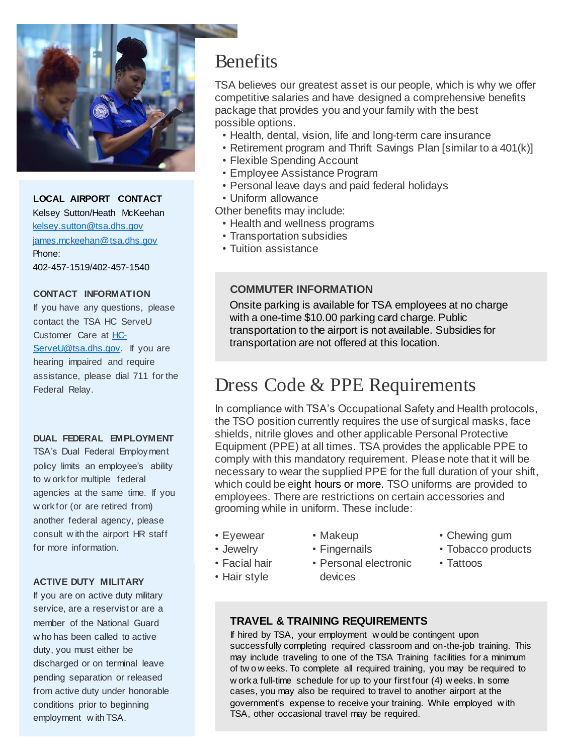**LOCAL AIRPORT CONTACT**

Kelsey Sutton/Heath McKeehan

kelsey.sutton@tsa.dhs.gov

james.mckeehan@tsa.dhs.gov

Phone:

402-457-1519/402-457-1540

**CONTACT INFORMATION**

If you have any questions, please contact the TSA HC ServeU Customer Care at HC-ServeU@tsa.dhs.gov. If you are hearing impaired and require assistance, please dial 711 for the Federal Relay.

**DUAL FEDERAL EMPLOYMENT**

TSA's Dual Federal Employment policy limits an employee's ability to work for multiple federal agencies at the same time. If you work for (or are retired from) another federal agency, please consult with the airport HR staff for more information.

**ACTIVE DUTY MILITARY**

If you are on active duty military service, are a reservist or are a member of the National Guard who has been called to active duty, you must either be discharged or on terminal leave pending separation or released from active duty under honorable conditions prior to beginning employment with TSA.

# Benefits

TSA believes our greatest asset is our people, which is why we offer competitive salaries and have designed a comprehensive benefits package that provides you and your family with the best possible options.

- Health, dental, vision, life and long-term care insurance
- Retirement program and Thrift Savings Plan [similar to a 401(k)]
- Flexible Spending Account
- Employee Assistance Program
- Personal leave days and paid federal holidays
- Uniform allowance

Other benefits may include:

- Health and wellness programs
- Transportation subsidies
- Tuition assistance

**COMMUTER INFORMATION**

Onsite parking is available for TSA employees at no charge with a one-time $10.00 parking card charge. Public transportation to the airport is not available. Subsidies for transportation are not offered at this location.

# Dress Code & PPE Requirements

In compliance with TSA's Occupational Safety and Health protocols, the TSO position currently requires the use of surgical masks, face shields, nitrile gloves and other applicable Personal Protective Equipment (PPE) at all times. TSA provides the applicable PPE to comply with this mandatory requirement. Please note that it will be necessary to wear the supplied PPE for the full duration of your shift, which could be eight hours or more. TSO uniforms are provided to employees. There are restrictions on certain accessories and grooming while in uniform. These include:

- Eyewear
- Jewelry
- Facial hair
- Hair style
- Makeup
- Fingernails
- Personal electronic devices
- Chewing gum
- Tobacco products
- Tattoos

**TRAVEL & TRAINING REQUIREMENTS**

If hired by TSA, your employment would be contingent upon successfully completing required classroom and on-the-job training. This may include traveling to one of the TSA Training facilities for a minimum of two weeks. To complete all required training, you may be required to work a full-time schedule for up to your first four (4) weeks. In some cases, you may also be required to travel to another airport at the government's expense to receive your training. While employed with TSA, other occasional travel may be required.